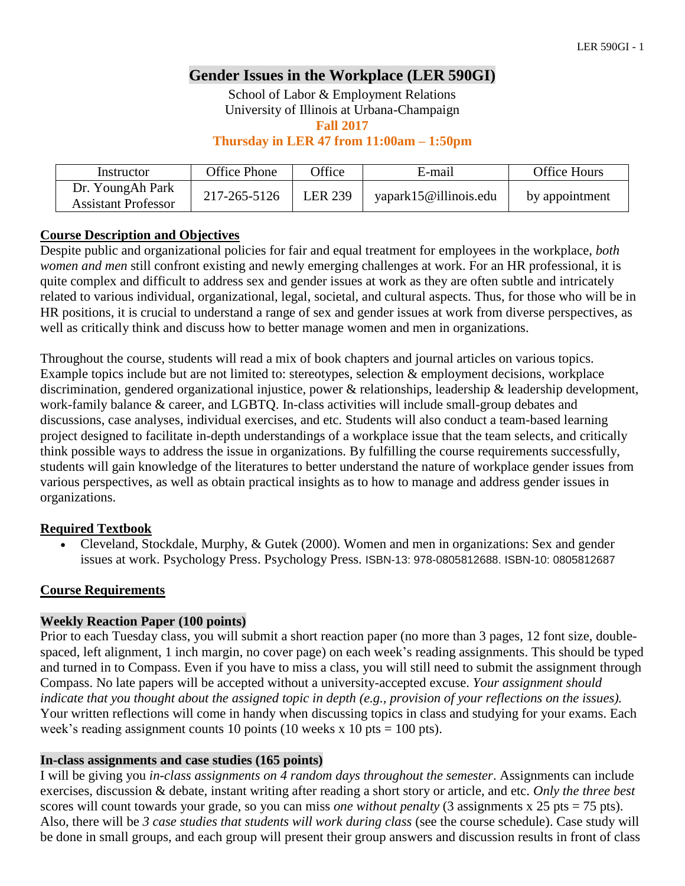# Gender Issues in the Workplace (LER 590GI)

School of Labor & Employment Relations
University of Illinois at Urbana-Champaign
**Fall 2017**
**Thursday in LER 47 from 11:00am – 1:50pm**

| Instructor | Office Phone | Office | E-mail | Office Hours |
|---|---|---|---|---|
| Dr. YoungAh Park<br>Assistant Professor | 217-265-5126 | LER 239 | yapark15@illinois.edu | by appointment |

## Course Description and Objectives

Despite public and organizational policies for fair and equal treatment for employees in the workplace, *both women and men* still confront existing and newly emerging challenges at work. For an HR professional, it is quite complex and difficult to address sex and gender issues at work as they are often subtle and intricately related to various individual, organizational, legal, societal, and cultural aspects. Thus, for those who will be in HR positions, it is crucial to understand a range of sex and gender issues at work from diverse perspectives, as well as critically think and discuss how to better manage women and men in organizations.

Throughout the course, students will read a mix of book chapters and journal articles on various topics. Example topics include but are not limited to: stereotypes, selection & employment decisions, workplace discrimination, gendered organizational injustice, power & relationships, leadership & leadership development, work-family balance & career, and LGBTQ. In-class activities will include small-group debates and discussions, case analyses, individual exercises, and etc. Students will also conduct a team-based learning project designed to facilitate in-depth understandings of a workplace issue that the team selects, and critically think possible ways to address the issue in organizations. By fulfilling the course requirements successfully, students will gain knowledge of the literatures to better understand the nature of workplace gender issues from various perspectives, as well as obtain practical insights as to how to manage and address gender issues in organizations.

## Required Textbook

- Cleveland, Stockdale, Murphy, & Gutek (2000). Women and men in organizations: Sex and gender issues at work. Psychology Press. Psychology Press. ISBN-13: 978-0805812688. ISBN-10: 0805812687

## Course Requirements

### Weekly Reaction Paper (100 points)

Prior to each Tuesday class, you will submit a short reaction paper (no more than 3 pages, 12 font size, double-spaced, left alignment, 1 inch margin, no cover page) on each week's reading assignments. This should be typed and turned in to Compass. Even if you have to miss a class, you will still need to submit the assignment through Compass. No late papers will be accepted without a university-accepted excuse. *Your assignment should indicate that you thought about the assigned topic in depth (e.g., provision of your reflections on the issues).* Your written reflections will come in handy when discussing topics in class and studying for your exams. Each week's reading assignment counts 10 points (10 weeks x 10 pts = 100 pts).

### In-class assignments and case studies (165 points)

I will be giving you *in-class assignments on 4 random days throughout the semester*. Assignments can include exercises, discussion & debate, instant writing after reading a short story or article, and etc. *Only the three best* scores will count towards your grade, so you can miss *one without penalty* (3 assignments x 25 pts = 75 pts). Also, there will be *3 case studies that students will work during class* (see the course schedule). Case study will be done in small groups, and each group will present their group answers and discussion results in front of class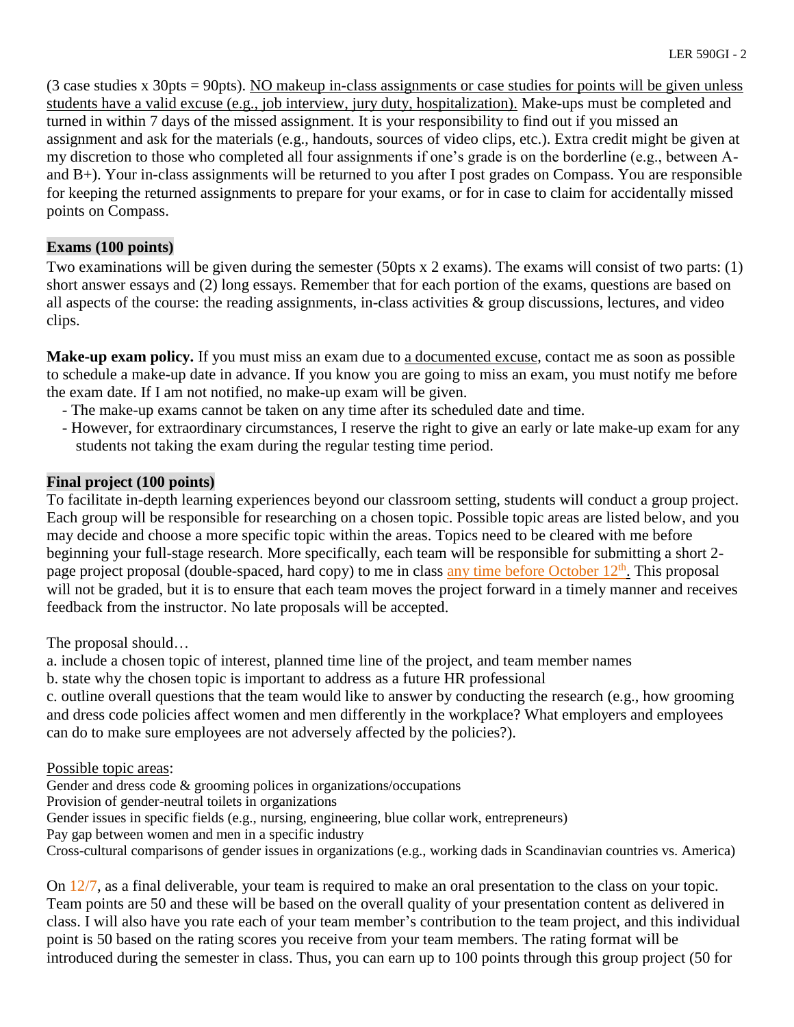(3 case studies x 30pts = 90pts). NO makeup in-class assignments or case studies for points will be given unless students have a valid excuse (e.g., job interview, jury duty, hospitalization). Make-ups must be completed and turned in within 7 days of the missed assignment. It is your responsibility to find out if you missed an assignment and ask for the materials (e.g., handouts, sources of video clips, etc.). Extra credit might be given at my discretion to those who completed all four assignments if one's grade is on the borderline (e.g., between A- and B+). Your in-class assignments will be returned to you after I post grades on Compass. You are responsible for keeping the returned assignments to prepare for your exams, or for in case to claim for accidentally missed points on Compass.

**Exams (100 points)**

Two examinations will be given during the semester (50pts x 2 exams). The exams will consist of two parts: (1) short answer essays and (2) long essays. Remember that for each portion of the exams, questions are based on all aspects of the course: the reading assignments, in-class activities & group discussions, lectures, and video clips.

**Make-up exam policy.** If you must miss an exam due to a documented excuse, contact me as soon as possible to schedule a make-up date in advance. If you know you are going to miss an exam, you must notify me before the exam date. If I am not notified, no make-up exam will be given.

- The make-up exams cannot be taken on any time after its scheduled date and time.
- However, for extraordinary circumstances, I reserve the right to give an early or late make-up exam for any students not taking the exam during the regular testing time period.

**Final project (100 points)**

To facilitate in-depth learning experiences beyond our classroom setting, students will conduct a group project. Each group will be responsible for researching on a chosen topic. Possible topic areas are listed below, and you may decide and choose a more specific topic within the areas. Topics need to be cleared with me before beginning your full-stage research. More specifically, each team will be responsible for submitting a short 2-page project proposal (double-spaced, hard copy) to me in class any time before October 12th. This proposal will not be graded, but it is to ensure that each team moves the project forward in a timely manner and receives feedback from the instructor. No late proposals will be accepted.

The proposal should…

a. include a chosen topic of interest, planned time line of the project, and team member names
b. state why the chosen topic is important to address as a future HR professional
c. outline overall questions that the team would like to answer by conducting the research (e.g., how grooming and dress code policies affect women and men differently in the workplace? What employers and employees can do to make sure employees are not adversely affected by the policies?).

Possible topic areas:

Gender and dress code & grooming polices in organizations/occupations
Provision of gender-neutral toilets in organizations
Gender issues in specific fields (e.g., nursing, engineering, blue collar work, entrepreneurs)
Pay gap between women and men in a specific industry
Cross-cultural comparisons of gender issues in organizations (e.g., working dads in Scandinavian countries vs. America)

On 12/7, as a final deliverable, your team is required to make an oral presentation to the class on your topic. Team points are 50 and these will be based on the overall quality of your presentation content as delivered in class. I will also have you rate each of your team member's contribution to the team project, and this individual point is 50 based on the rating scores you receive from your team members. The rating format will be introduced during the semester in class. Thus, you can earn up to 100 points through this group project (50 for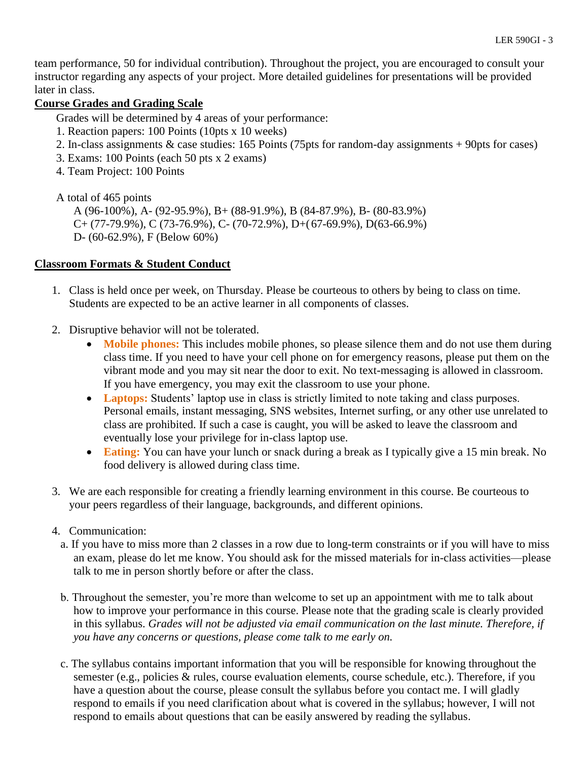team performance, 50 for individual contribution). Throughout the project, you are encouraged to consult your instructor regarding any aspects of your project. More detailed guidelines for presentations will be provided later in class.

## Course Grades and Grading Scale

Grades will be determined by 4 areas of your performance:

1. Reaction papers: 100 Points (10pts x 10 weeks)
2. In-class assignments & case studies: 165 Points (75pts for random-day assignments + 90pts for cases)
3. Exams: 100 Points (each 50 pts x 2 exams)
4. Team Project: 100 Points

A total of 465 points

A (96-100%), A- (92-95.9%), B+ (88-91.9%), B (84-87.9%), B- (80-83.9%)
C+ (77-79.9%), C (73-76.9%), C- (70-72.9%), D+( 67-69.9%), D(63-66.9%)
D- (60-62.9%), F (Below 60%)

## Classroom Formats & Student Conduct

1. Class is held once per week, on Thursday. Please be courteous to others by being to class on time. Students are expected to be an active learner in all components of classes.

2. Disruptive behavior will not be tolerated.
   - **Mobile phones:** This includes mobile phones, so please silence them and do not use them during class time. If you need to have your cell phone on for emergency reasons, please put them on the vibrant mode and you may sit near the door to exit. No text-messaging is allowed in classroom. If you have emergency, you may exit the classroom to use your phone.
   - **Laptops:** Students' laptop use in class is strictly limited to note taking and class purposes. Personal emails, instant messaging, SNS websites, Internet surfing, or any other use unrelated to class are prohibited. If such a case is caught, you will be asked to leave the classroom and eventually lose your privilege for in-class laptop use.
   - **Eating:** You can have your lunch or snack during a break as I typically give a 15 min break. No food delivery is allowed during class time.

3. We are each responsible for creating a friendly learning environment in this course. Be courteous to your peers regardless of their language, backgrounds, and different opinions.

4. Communication:

   a. If you have to miss more than 2 classes in a row due to long-term constraints or if you will have to miss an exam, please do let me know. You should ask for the missed materials for in-class activities—please talk to me in person shortly before or after the class.

   b. Throughout the semester, you're more than welcome to set up an appointment with me to talk about how to improve your performance in this course. Please note that the grading scale is clearly provided in this syllabus. *Grades will not be adjusted via email communication on the last minute. Therefore, if you have any concerns or questions, please come talk to me early on.*

   c. The syllabus contains important information that you will be responsible for knowing throughout the semester (e.g., policies & rules, course evaluation elements, course schedule, etc.). Therefore, if you have a question about the course, please consult the syllabus before you contact me. I will gladly respond to emails if you need clarification about what is covered in the syllabus; however, I will not respond to emails about questions that can be easily answered by reading the syllabus.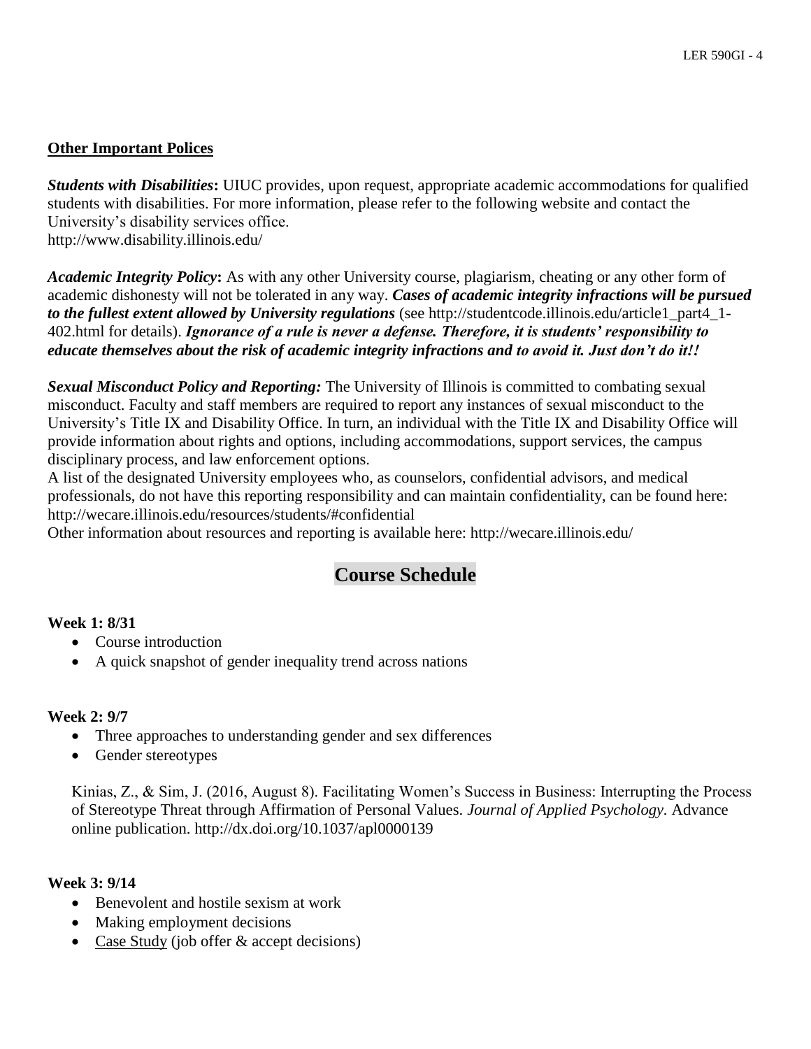**Other Important Polices**

***Students with Disabilities*:** UIUC provides, upon request, appropriate academic accommodations for qualified students with disabilities. For more information, please refer to the following website and contact the University's disability services office.
http://www.disability.illinois.edu/

***Academic Integrity Policy*:** As with any other University course, plagiarism, cheating or any other form of academic dishonesty will not be tolerated in any way. ***Cases of academic integrity infractions will be pursued to the fullest extent allowed by University regulations*** (see http://studentcode.illinois.edu/article1_part4_1-402.html for details). ***Ignorance of a rule is never a defense. Therefore, it is students' responsibility to educate themselves about the risk of academic integrity infractions and to avoid it. Just don't do it!!***

***Sexual Misconduct Policy and Reporting:*** The University of Illinois is committed to combating sexual misconduct. Faculty and staff members are required to report any instances of sexual misconduct to the University's Title IX and Disability Office. In turn, an individual with the Title IX and Disability Office will provide information about rights and options, including accommodations, support services, the campus disciplinary process, and law enforcement options.
A list of the designated University employees who, as counselors, confidential advisors, and medical professionals, do not have this reporting responsibility and can maintain confidentiality, can be found here: http://wecare.illinois.edu/resources/students/#confidential
Other information about resources and reporting is available here: http://wecare.illinois.edu/

## Course Schedule

**Week 1: 8/31**

- Course introduction
- A quick snapshot of gender inequality trend across nations

**Week 2: 9/7**

- Three approaches to understanding gender and sex differences
- Gender stereotypes

Kinias, Z., & Sim, J. (2016, August 8). Facilitating Women's Success in Business: Interrupting the Process of Stereotype Threat through Affirmation of Personal Values. *Journal of Applied Psychology.* Advance online publication. http://dx.doi.org/10.1037/apl0000139

**Week 3: 9/14**

- Benevolent and hostile sexism at work
- Making employment decisions
- Case Study (job offer & accept decisions)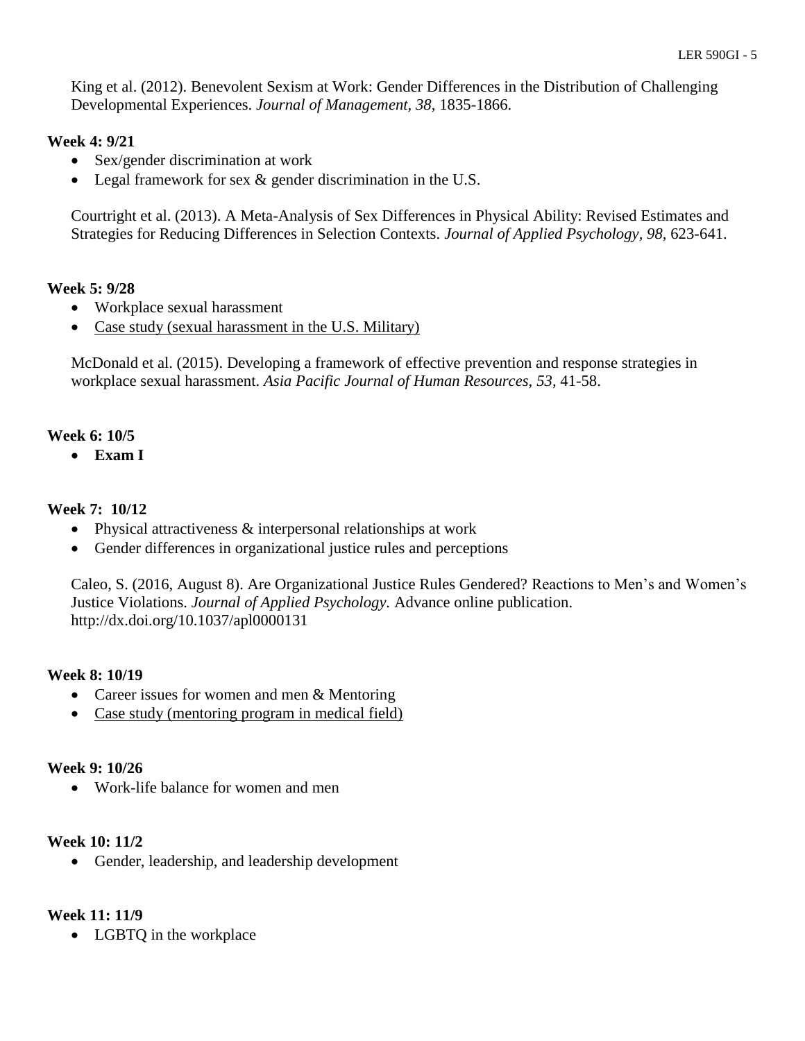King et al. (2012). Benevolent Sexism at Work: Gender Differences in the Distribution of Challenging Developmental Experiences. *Journal of Management, 38*, 1835-1866.

**Week 4: 9/21**

- Sex/gender discrimination at work
- Legal framework for sex & gender discrimination in the U.S.

Courtright et al. (2013). A Meta-Analysis of Sex Differences in Physical Ability: Revised Estimates and Strategies for Reducing Differences in Selection Contexts. *Journal of Applied Psychology, 98*, 623-641.

**Week 5: 9/28**

- Workplace sexual harassment
- <u>Case study (sexual harassment in the U.S. Military)</u>

McDonald et al. (2015). Developing a framework of effective prevention and response strategies in workplace sexual harassment. *Asia Pacific Journal of Human Resources, 53*, 41-58.

**Week 6: 10/5**

- **Exam I**

**Week 7: 10/12**

- Physical attractiveness & interpersonal relationships at work
- Gender differences in organizational justice rules and perceptions

Caleo, S. (2016, August 8). Are Organizational Justice Rules Gendered? Reactions to Men's and Women's Justice Violations. *Journal of Applied Psychology.* Advance online publication. http://dx.doi.org/10.1037/apl0000131

**Week 8: 10/19**

- Career issues for women and men & Mentoring
- <u>Case study (mentoring program in medical field)</u>

**Week 9: 10/26**

- Work-life balance for women and men

**Week 10: 11/2**

- Gender, leadership, and leadership development

**Week 11: 11/9**

- LGBTQ in the workplace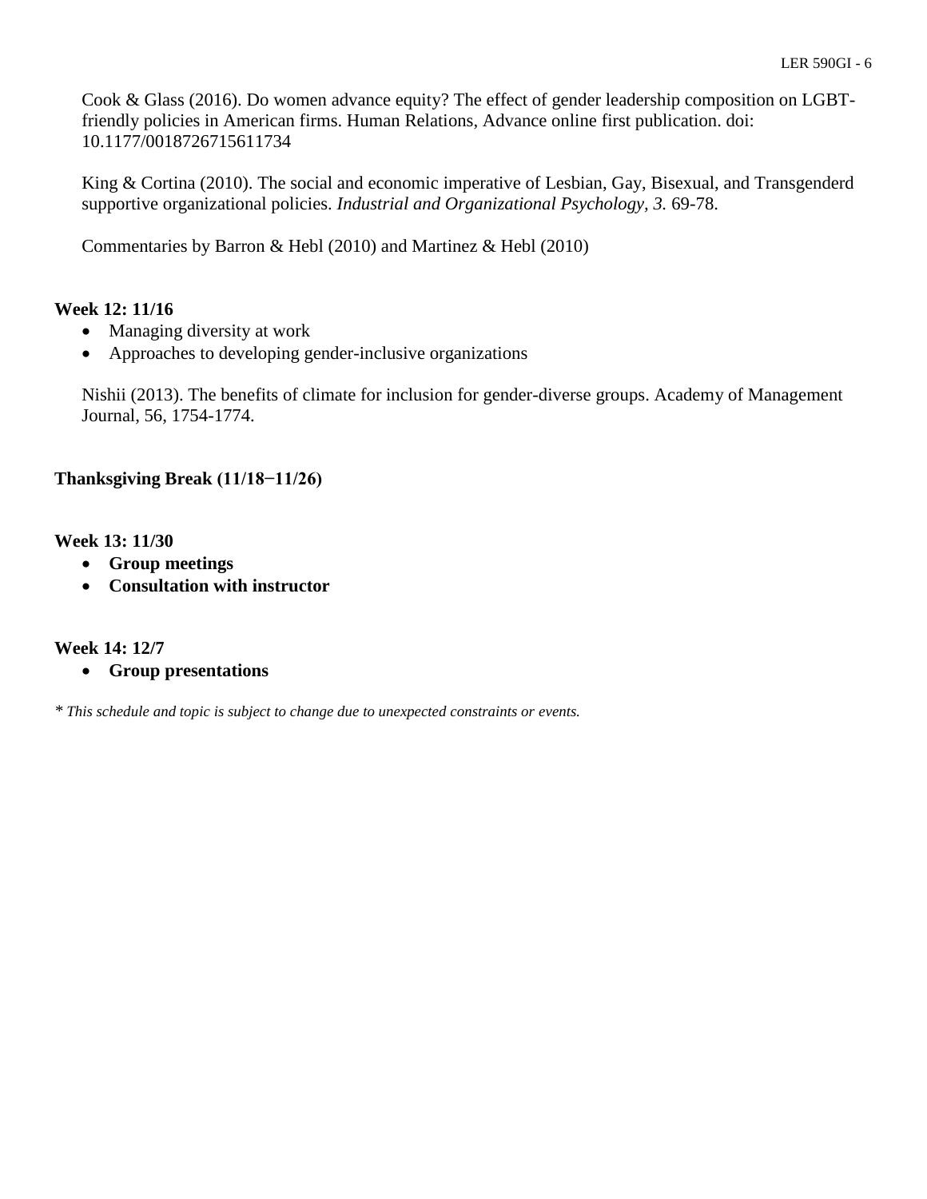Cook & Glass (2016). Do women advance equity? The effect of gender leadership composition on LGBT-friendly policies in American firms. Human Relations, Advance online first publication. doi: 10.1177/0018726715611734

King & Cortina (2010). The social and economic imperative of Lesbian, Gay, Bisexual, and Transgenderd supportive organizational policies. *Industrial and Organizational Psychology, 3.* 69-78.

Commentaries by Barron & Hebl (2010) and Martinez & Hebl (2010)

**Week 12: 11/16**

- Managing diversity at work
- Approaches to developing gender-inclusive organizations

Nishii (2013). The benefits of climate for inclusion for gender-diverse groups. Academy of Management Journal, 56, 1754-1774.

**Thanksgiving Break (11/18−11/26)**

**Week 13: 11/30**

- **Group meetings**
- **Consultation with instructor**

**Week 14: 12/7**

- **Group presentations**

*\* This schedule and topic is subject to change due to unexpected constraints or events.*